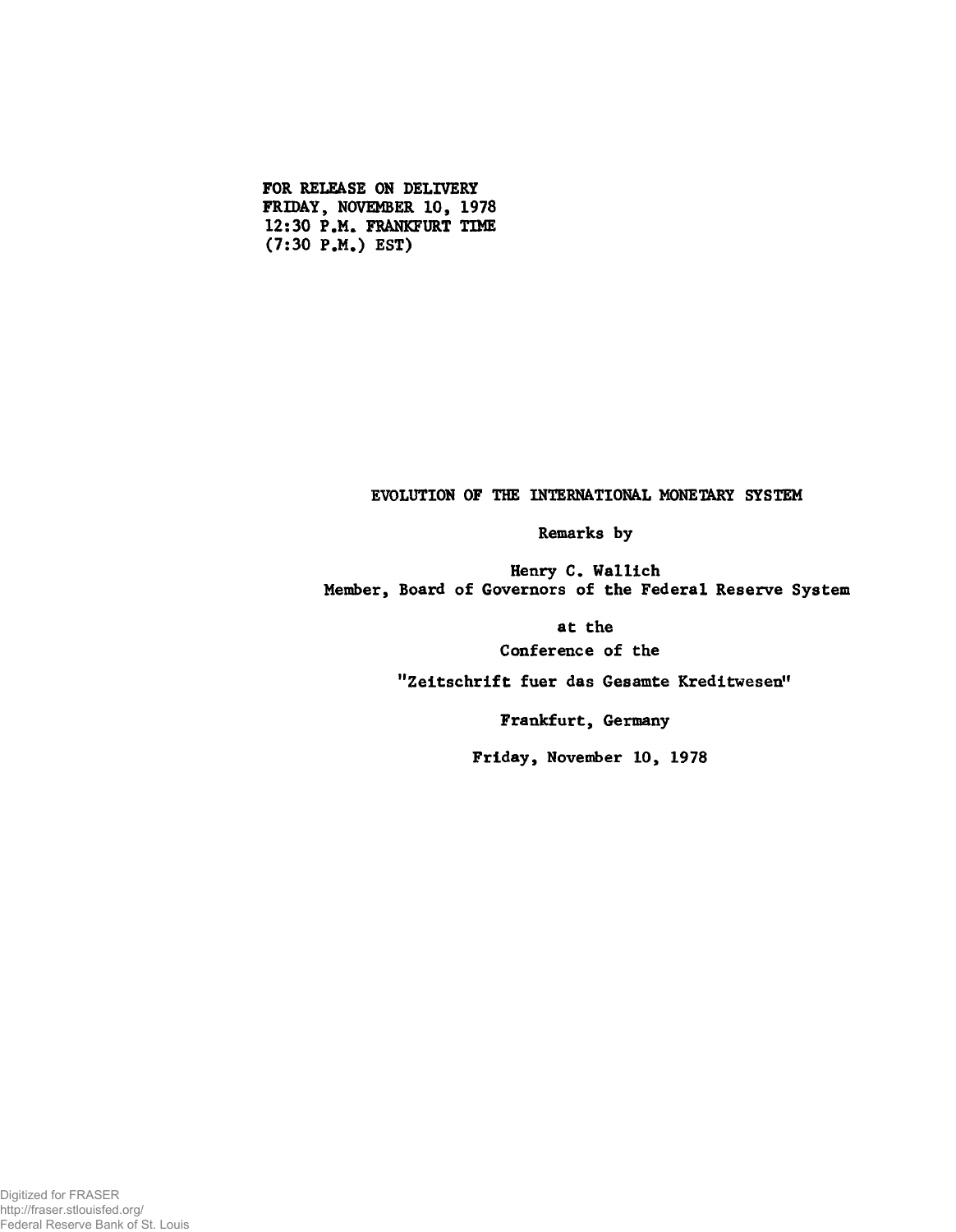FOR RELEASE ON DELIVERY
FRIDAY, NOVEMBER 10, 1978
12:30 P.M. FRANKFURT TIME
(7:30 P.M.) EST)

# EVOLUTION OF THE INTERNATIONAL MONETARY SYSTEM

Remarks by

Henry C. Wallich
Member, Board of Governors of the Federal Reserve System

at the

Conference of the

"Zeitschrift fuer das Gesamte Kreditwesen"

Frankfurt, Germany

Friday, November 10, 1978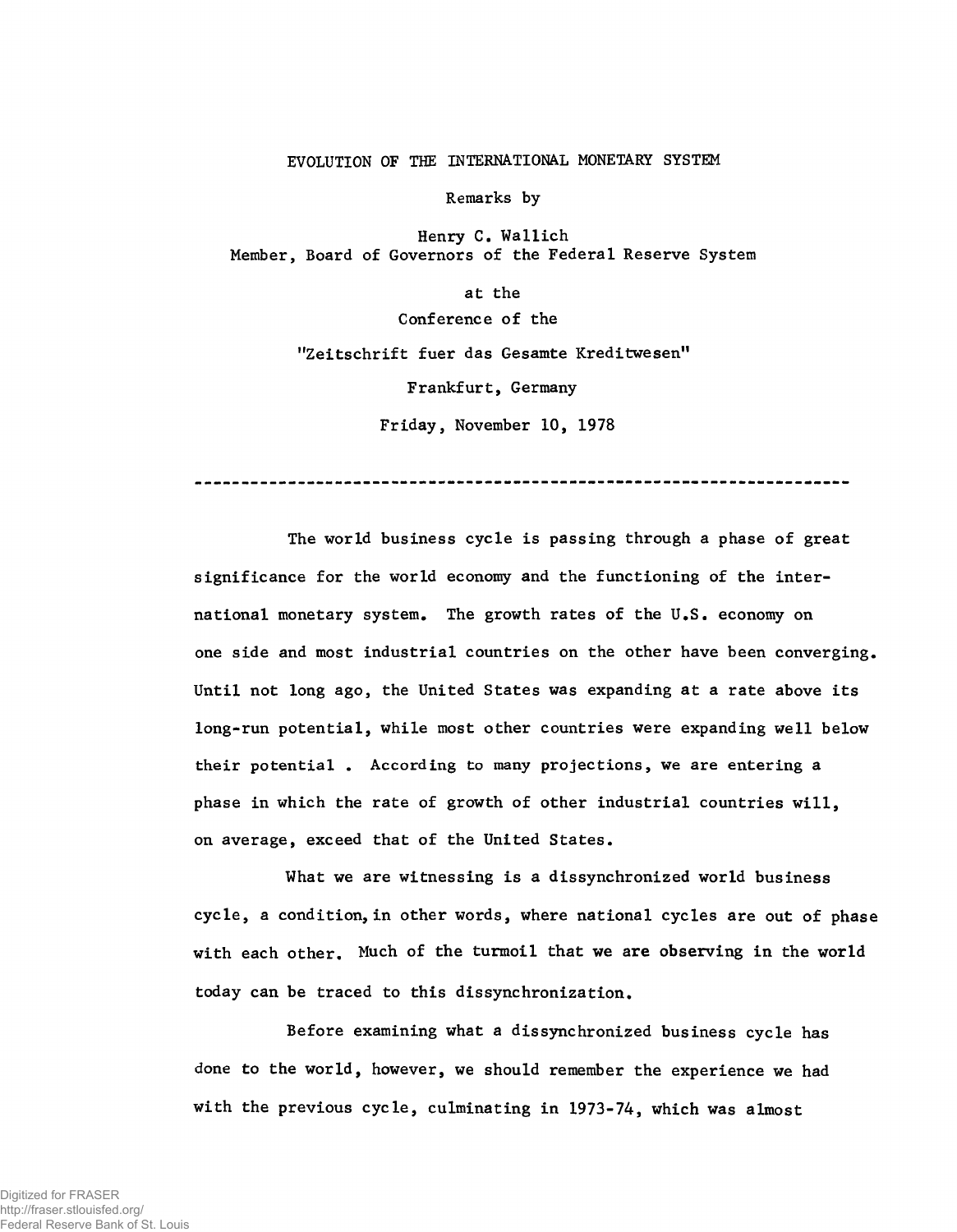EVOLUTION OF THE INTERNATIONAL MONETARY SYSTEM

Remarks by

Henry C. Wallich
Member, Board of Governors of the Federal Reserve System

at the
Conference of the
"Zeitschrift fuer das Gesamte Kreditwesen"
Frankfurt, Germany
Friday, November 10, 1978

---

The world business cycle is passing through a phase of great significance for the world economy and the functioning of the international monetary system. The growth rates of the U.S. economy on one side and most industrial countries on the other have been converging. Until not long ago, the United States was expanding at a rate above its long-run potential, while most other countries were expanding well below their potential . According to many projections, we are entering a phase in which the rate of growth of other industrial countries will, on average, exceed that of the United States.

What we are witnessing is a dissynchronized world business cycle, a condition, in other words, where national cycles are out of phase with each other. Much of the turmoil that we are observing in the world today can be traced to this dissynchronization.

Before examining what a dissynchronized business cycle has done to the world, however, we should remember the experience we had with the previous cycle, culminating in 1973-74, which was almost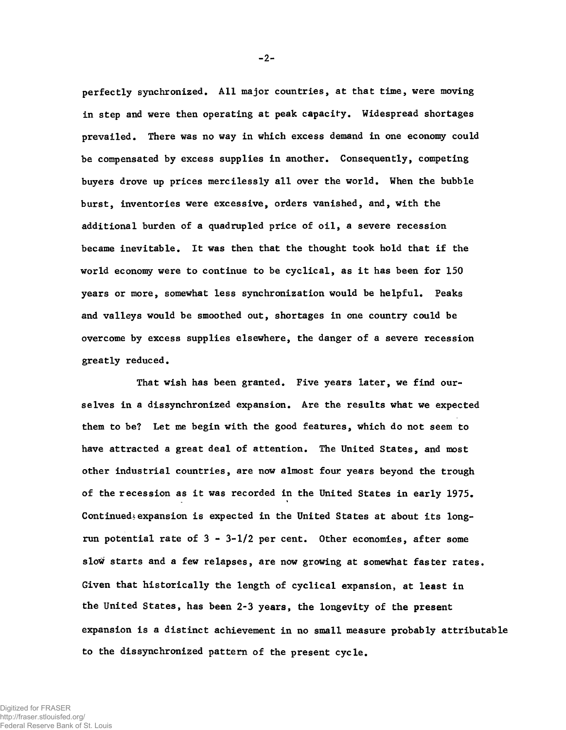perfectly synchronized. All major countries, at that time, were moving in step and were then operating at peak capacity. Widespread shortages prevailed. There was no way in which excess demand in one economy could be compensated by excess supplies in another. Consequently, competing buyers drove up prices mercilessly all over the world. When the bubble burst, inventories were excessive, orders vanished, and, with the additional burden of a quadrupled price of oil, a severe recession became inevitable. It was then that the thought took hold that if the world economy were to continue to be cyclical, as it has been for 150 years or more, somewhat less synchronization would be helpful. Peaks and valleys would be smoothed out, shortages in one country could be overcome by excess supplies elsewhere, the danger of a severe recession greatly reduced.

That wish has been granted. Five years later, we find ourselves in a dissynchronized expansion. Are the results what we expected them to be? Let me begin with the good features, which do not seem to have attracted a great deal of attention. The United States, and most other industrial countries, are now almost four years beyond the trough of the recession as it was recorded in the United States in early 1975. Continued expansion is expected in the United States at about its long-run potential rate of 3 - 3-1/2 per cent. Other economies, after some slow starts and a few relapses, are now growing at somewhat faster rates. Given that historically the length of cyclical expansion, at least in the United States, has been 2-3 years, the longevity of the present expansion is a distinct achievement in no small measure probably attributable to the dissynchronized pattern of the present cycle.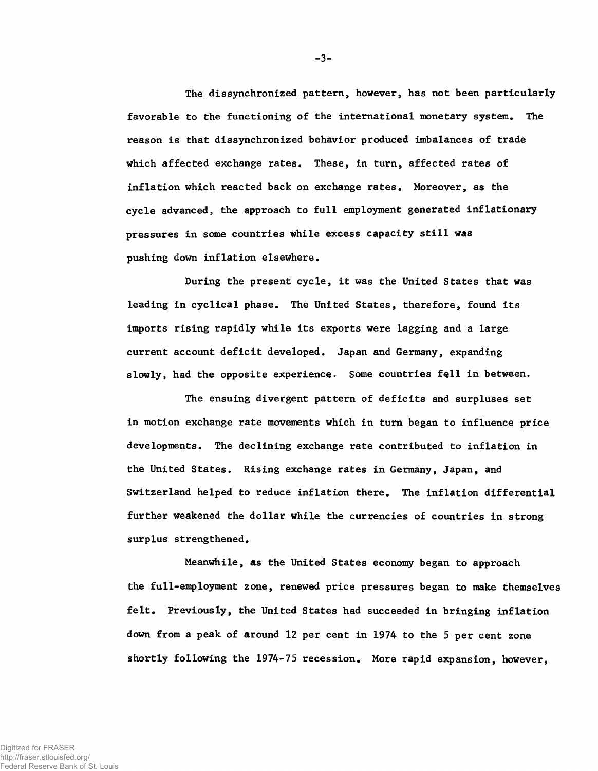The dissynchronized pattern, however, has not been particularly favorable to the functioning of the international monetary system. The reason is that dissynchronized behavior produced imbalances of trade which affected exchange rates. These, in turn, affected rates of inflation which reacted back on exchange rates. Moreover, as the cycle advanced, the approach to full employment generated inflationary pressures in some countries while excess capacity still was pushing down inflation elsewhere.

During the present cycle, it was the United States that was leading in cyclical phase. The United States, therefore, found its imports rising rapidly while its exports were lagging and a large current account deficit developed. Japan and Germany, expanding slowly, had the opposite experience. Some countries fell in between.

The ensuing divergent pattern of deficits and surpluses set in motion exchange rate movements which in turn began to influence price developments. The declining exchange rate contributed to inflation in the United States. Rising exchange rates in Germany, Japan, and Switzerland helped to reduce inflation there. The inflation differential further weakened the dollar while the currencies of countries in strong surplus strengthened.

Meanwhile, as the United States economy began to approach the full-employment zone, renewed price pressures began to make themselves felt. Previously, the United States had succeeded in bringing inflation down from a peak of around 12 per cent in 1974 to the 5 per cent zone shortly following the 1974-75 recession. More rapid expansion, however,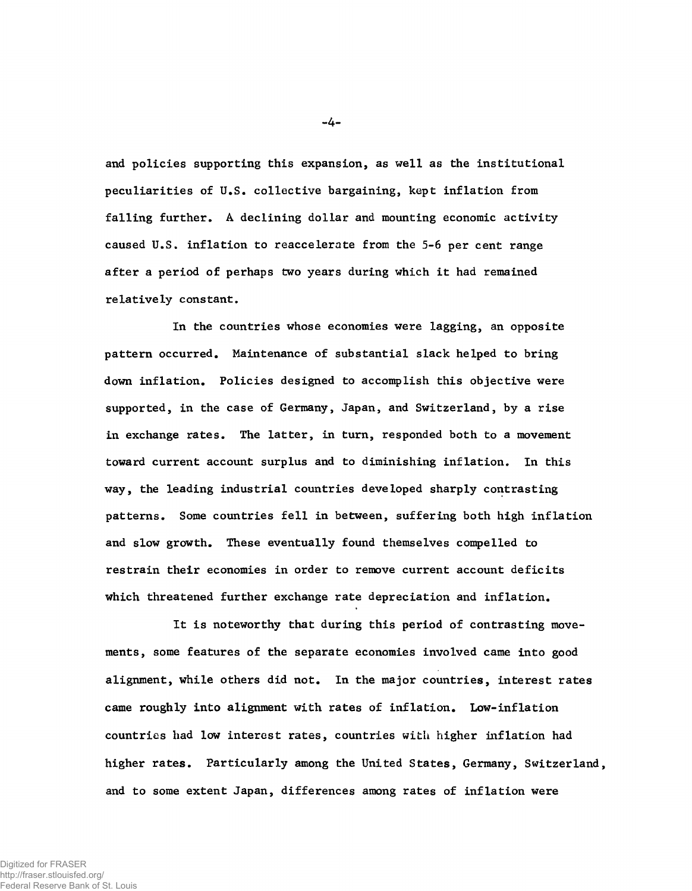and policies supporting this expansion, as well as the institutional peculiarities of U.S. collective bargaining, kept inflation from falling further. A declining dollar and mounting economic activity caused U.S. inflation to reaccelerate from the 5-6 per cent range after a period of perhaps two years during which it had remained relatively constant.

In the countries whose economies were lagging, an opposite pattern occurred. Maintenance of substantial slack helped to bring down inflation. Policies designed to accomplish this objective were supported, in the case of Germany, Japan, and Switzerland, by a rise in exchange rates. The latter, in turn, responded both to a movement toward current account surplus and to diminishing inflation. In this way, the leading industrial countries developed sharply contrasting patterns. Some countries fell in between, suffering both high inflation and slow growth. These eventually found themselves compelled to restrain their economies in order to remove current account deficits which threatened further exchange rate depreciation and inflation.

It is noteworthy that during this period of contrasting movements, some features of the separate economies involved came into good alignment, while others did not. In the major countries, interest rates came roughly into alignment with rates of inflation. Low-inflation countries had low interest rates, countries with higher inflation had higher rates. Particularly among the United States, Germany, Switzerland, and to some extent Japan, differences among rates of inflation were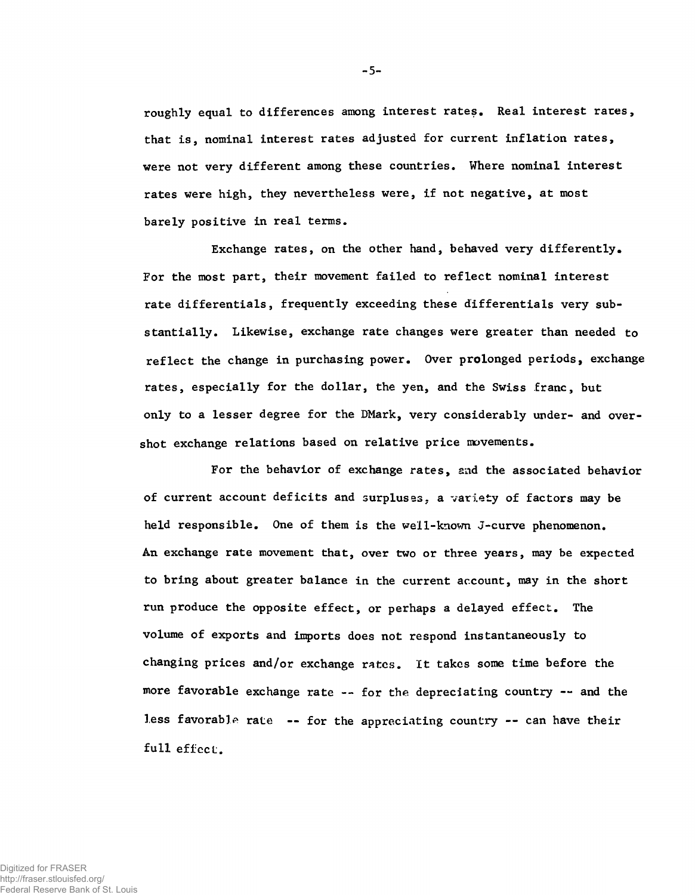roughly equal to differences among interest rates. Real interest rates, that is, nominal interest rates adjusted for current inflation rates, were not very different among these countries. Where nominal interest rates were high, they nevertheless were, if not negative, at most barely positive in real terms.

Exchange rates, on the other hand, behaved very differently. For the most part, their movement failed to reflect nominal interest rate differentials, frequently exceeding these differentials very substantially. Likewise, exchange rate changes were greater than needed to reflect the change in purchasing power. Over prolonged periods, exchange rates, especially for the dollar, the yen, and the Swiss franc, but only to a lesser degree for the DMark, very considerably under- and overshot exchange relations based on relative price movements.

For the behavior of exchange rates, and the associated behavior of current account deficits and surpluses, a variety of factors may be held responsible. One of them is the well-known J-curve phenomenon. An exchange rate movement that, over two or three years, may be expected to bring about greater balance in the current account, may in the short run produce the opposite effect, or perhaps a delayed effect. The volume of exports and imports does not respond instantaneously to changing prices and/or exchange rates. It takes some time before the more favorable exchange rate -- for the depreciating country -- and the less favorable rate -- for the appreciating country -- can have their full effect.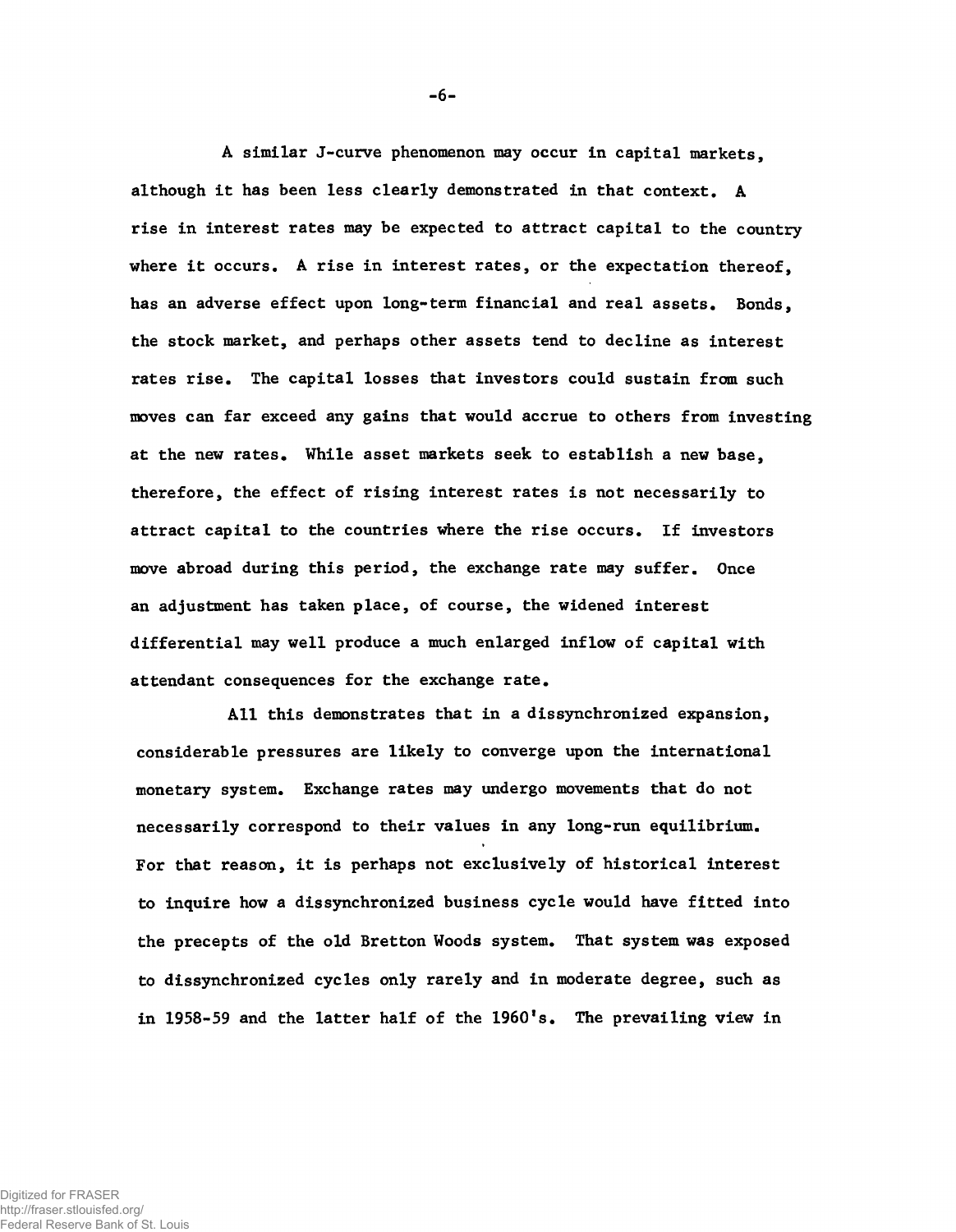A similar J-curve phenomenon may occur in capital markets, although it has been less clearly demonstrated in that context. A rise in interest rates may be expected to attract capital to the country where it occurs. A rise in interest rates, or the expectation thereof, has an adverse effect upon long-term financial and real assets. Bonds, the stock market, and perhaps other assets tend to decline as interest rates rise. The capital losses that investors could sustain from such moves can far exceed any gains that would accrue to others from investing at the new rates. While asset markets seek to establish a new base, therefore, the effect of rising interest rates is not necessarily to attract capital to the countries where the rise occurs. If investors move abroad during this period, the exchange rate may suffer. Once an adjustment has taken place, of course, the widened interest differential may well produce a much enlarged inflow of capital with attendant consequences for the exchange rate.

All this demonstrates that in a dissynchronized expansion, considerable pressures are likely to converge upon the international monetary system. Exchange rates may undergo movements that do not necessarily correspond to their values in any long-run equilibrium. For that reason, it is perhaps not exclusively of historical interest to inquire how a dissynchronized business cycle would have fitted into the precepts of the old Bretton Woods system. That system was exposed to dissynchronized cycles only rarely and in moderate degree, such as in 1958-59 and the latter half of the 1960's. The prevailing view in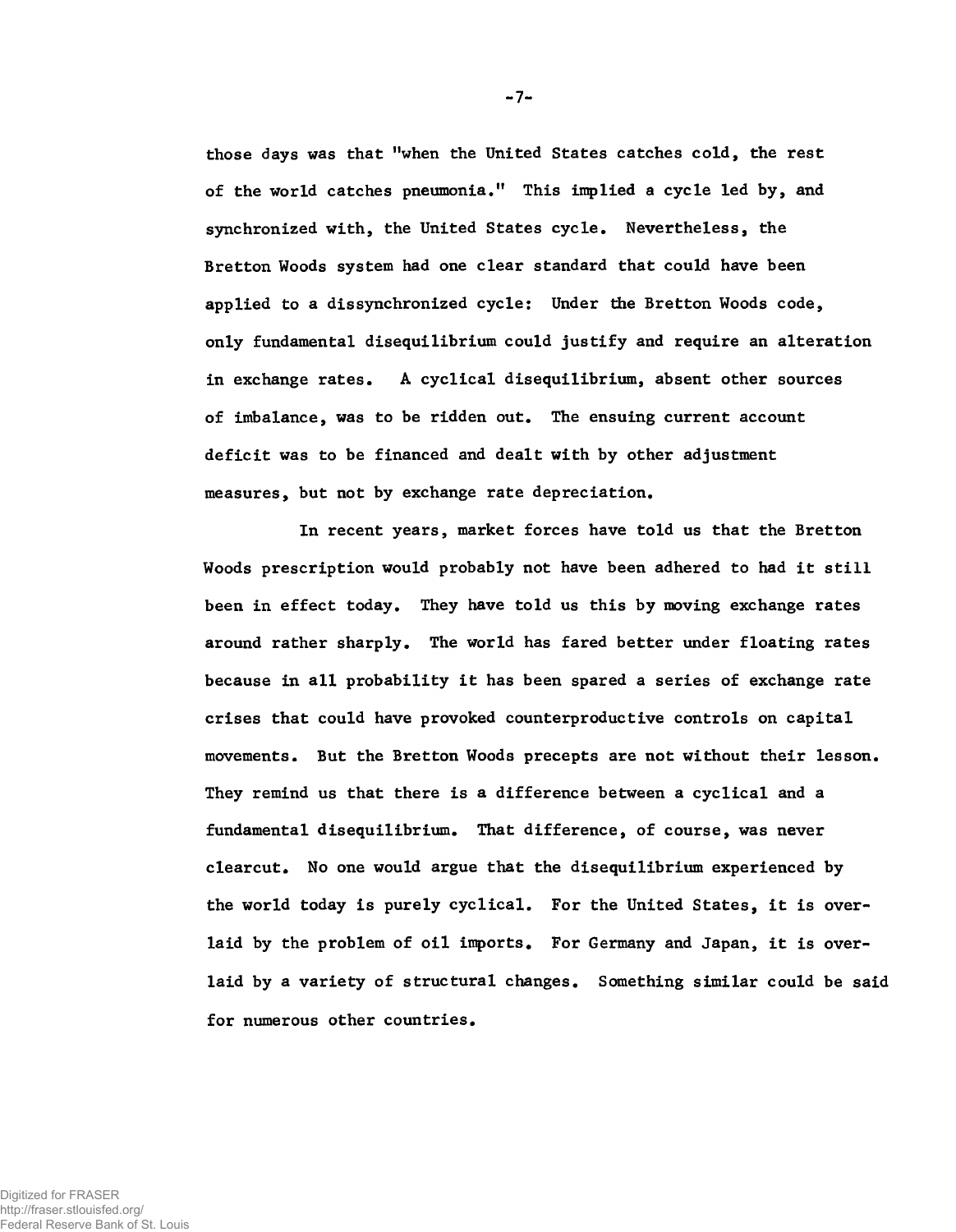those days was that "when the United States catches cold, the rest of the world catches pneumonia." This implied a cycle led by, and synchronized with, the United States cycle. Nevertheless, the Bretton Woods system had one clear standard that could have been applied to a dissynchronized cycle: Under the Bretton Woods code, only fundamental disequilibrium could justify and require an alteration in exchange rates. A cyclical disequilibrium, absent other sources of imbalance, was to be ridden out. The ensuing current account deficit was to be financed and dealt with by other adjustment measures, but not by exchange rate depreciation.

In recent years, market forces have told us that the Bretton Woods prescription would probably not have been adhered to had it still been in effect today. They have told us this by moving exchange rates around rather sharply. The world has fared better under floating rates because in all probability it has been spared a series of exchange rate crises that could have provoked counterproductive controls on capital movements. But the Bretton Woods precepts are not without their lesson. They remind us that there is a difference between a cyclical and a fundamental disequilibrium. That difference, of course, was never clearcut. No one would argue that the disequilibrium experienced by the world today is purely cyclical. For the United States, it is overlaid by the problem of oil imports. For Germany and Japan, it is overlaid by a variety of structural changes. Something similar could be said for numerous other countries.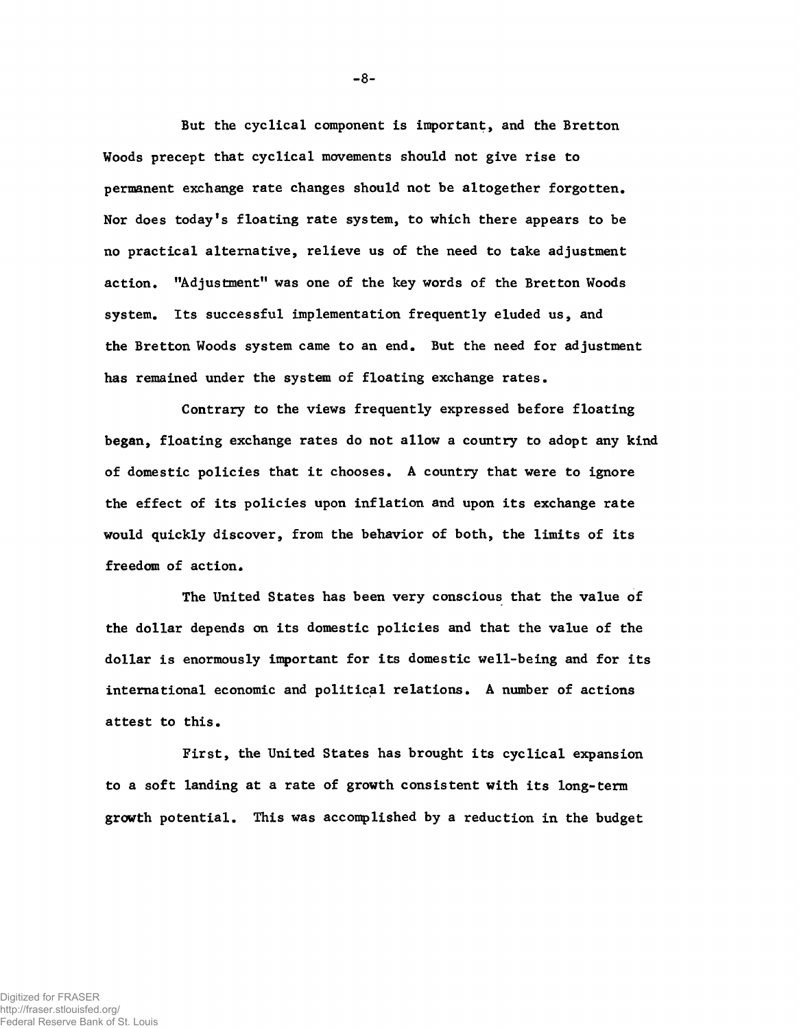But the cyclical component is important, and the Bretton Woods precept that cyclical movements should not give rise to permanent exchange rate changes should not be altogether forgotten. Nor does today's floating rate system, to which there appears to be no practical alternative, relieve us of the need to take adjustment action. "Adjustment" was one of the key words of the Bretton Woods system. Its successful implementation frequently eluded us, and the Bretton Woods system came to an end. But the need for adjustment has remained under the system of floating exchange rates.

Contrary to the views frequently expressed before floating began, floating exchange rates do not allow a country to adopt any kind of domestic policies that it chooses. A country that were to ignore the effect of its policies upon inflation and upon its exchange rate would quickly discover, from the behavior of both, the limits of its freedom of action.

The United States has been very conscious that the value of the dollar depends on its domestic policies and that the value of the dollar is enormously important for its domestic well-being and for its international economic and political relations. A number of actions attest to this.

First, the United States has brought its cyclical expansion to a soft landing at a rate of growth consistent with its long-term growth potential. This was accomplished by a reduction in the budget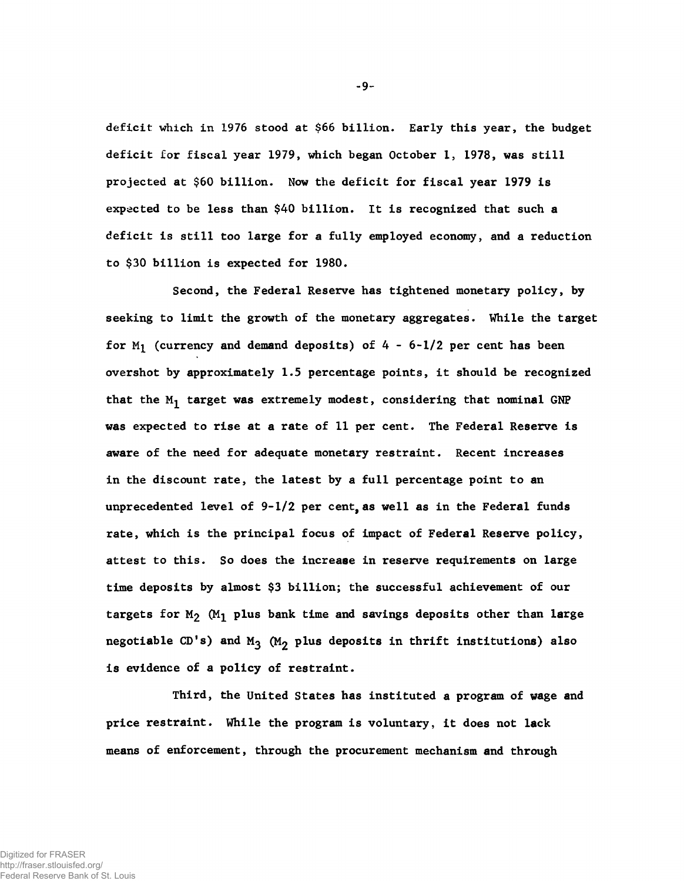deficit which in 1976 stood at $66 billion. Early this year, the budget deficit for fiscal year 1979, which began October 1, 1978, was still projected at $60 billion. Now the deficit for fiscal year 1979 is expected to be less than $40 billion. It is recognized that such a deficit is still too large for a fully employed economy, and a reduction to $30 billion is expected for 1980.

Second, the Federal Reserve has tightened monetary policy, by seeking to limit the growth of the monetary aggregates. While the target for $M_1$ (currency and demand deposits) of 4 - 6-1/2 per cent has been overshot by approximately 1.5 percentage points, it should be recognized that the $M_1$ target was extremely modest, considering that nominal GNP was expected to rise at a rate of 11 per cent. The Federal Reserve is aware of the need for adequate monetary restraint. Recent increases in the discount rate, the latest by a full percentage point to an unprecedented level of 9-1/2 per cent, as well as in the Federal funds rate, which is the principal focus of impact of Federal Reserve policy, attest to this. So does the increase in reserve requirements on large time deposits by almost $3 billion; the successful achievement of our targets for $M_2$ ($M_1$ plus bank time and savings deposits other than large negotiable CD's) and $M_3$ ($M_2$ plus deposits in thrift institutions) also is evidence of a policy of restraint.

Third, the United States has instituted a program of wage and price restraint. While the program is voluntary, it does not lack means of enforcement, through the procurement mechanism and through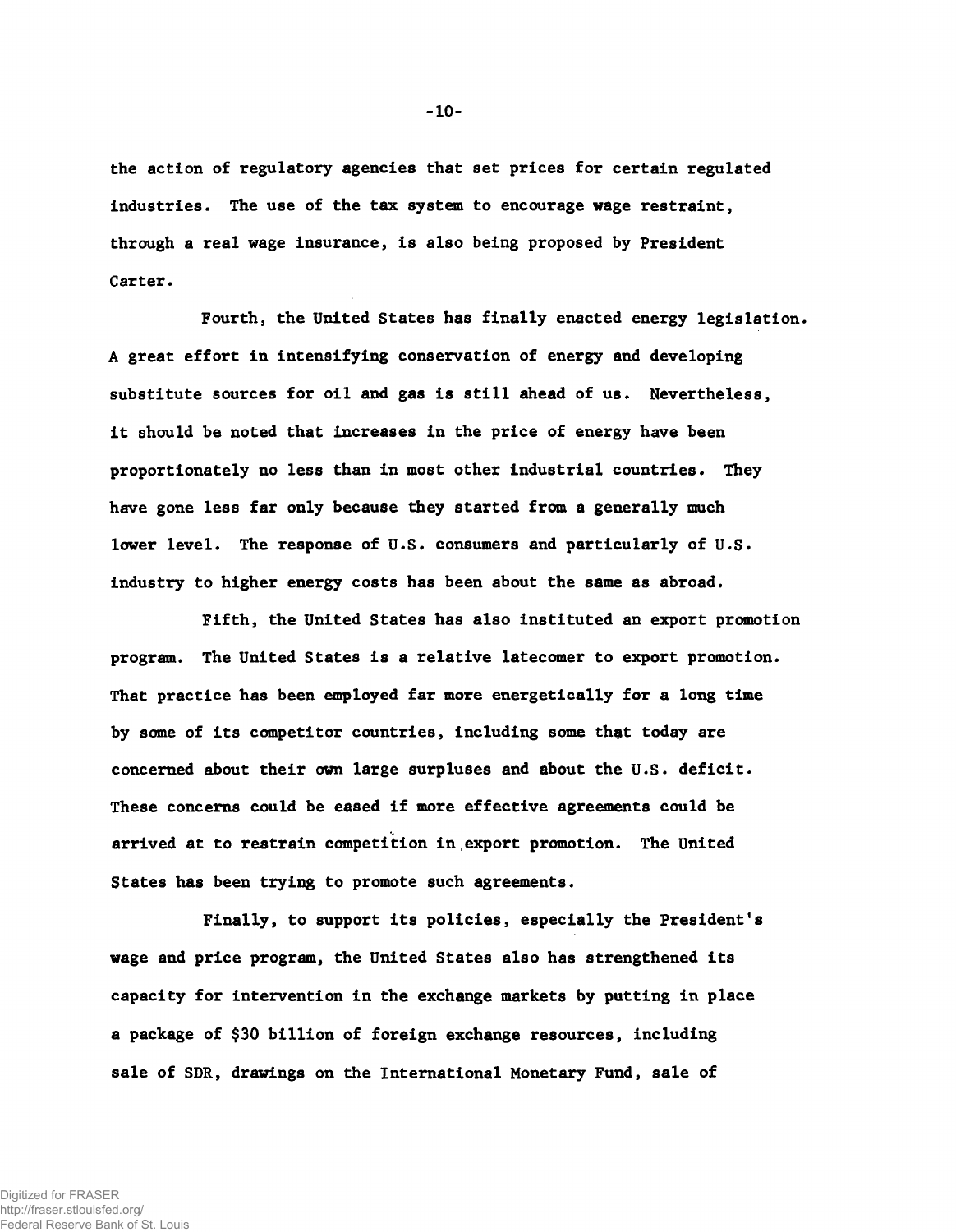the action of regulatory agencies that set prices for certain regulated industries. The use of the tax system to encourage wage restraint, through a real wage insurance, is also being proposed by President Carter.

Fourth, the United States has finally enacted energy legislation. A great effort in intensifying conservation of energy and developing substitute sources for oil and gas is still ahead of us. Nevertheless, it should be noted that increases in the price of energy have been proportionately no less than in most other industrial countries. They have gone less far only because they started from a generally much lower level. The response of U.S. consumers and particularly of U.S. industry to higher energy costs has been about the same as abroad.

Fifth, the United States has also instituted an export promotion program. The United States is a relative latecomer to export promotion. That practice has been employed far more energetically for a long time by some of its competitor countries, including some that today are concerned about their own large surpluses and about the U.S. deficit. These concerns could be eased if more effective agreements could be arrived at to restrain competition in export promotion. The United States has been trying to promote such agreements.

Finally, to support its policies, especially the President's wage and price program, the United States also has strengthened its capacity for intervention in the exchange markets by putting in place a package of $30 billion of foreign exchange resources, including sale of SDR, drawings on the International Monetary Fund, sale of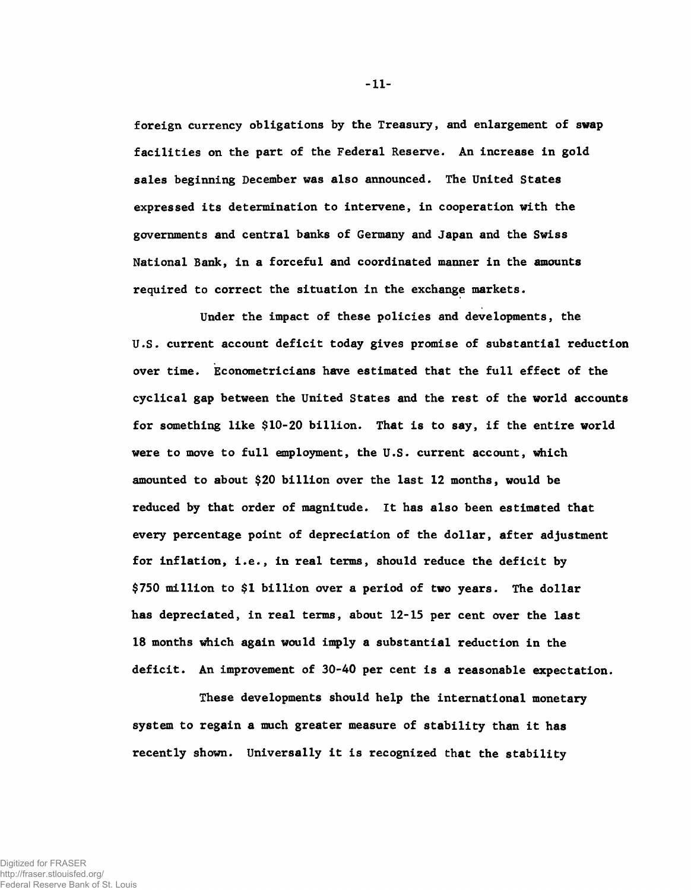foreign currency obligations by the Treasury, and enlargement of swap facilities on the part of the Federal Reserve. An increase in gold sales beginning December was also announced. The United States expressed its determination to intervene, in cooperation with the governments and central banks of Germany and Japan and the Swiss National Bank, in a forceful and coordinated manner in the amounts required to correct the situation in the exchange markets.

Under the impact of these policies and developments, the U.S. current account deficit today gives promise of substantial reduction over time. Econometricians have estimated that the full effect of the cyclical gap between the United States and the rest of the world accounts for something like $10-20 billion. That is to say, if the entire world were to move to full employment, the U.S. current account, which amounted to about $20 billion over the last 12 months, would be reduced by that order of magnitude. It has also been estimated that every percentage point of depreciation of the dollar, after adjustment for inflation, i.e., in real terms, should reduce the deficit by $750 million to $1 billion over a period of two years. The dollar has depreciated, in real terms, about 12-15 per cent over the last 18 months which again would imply a substantial reduction in the deficit. An improvement of 30-40 per cent is a reasonable expectation.

These developments should help the international monetary system to regain a much greater measure of stability than it has recently shown. Universally it is recognized that the stability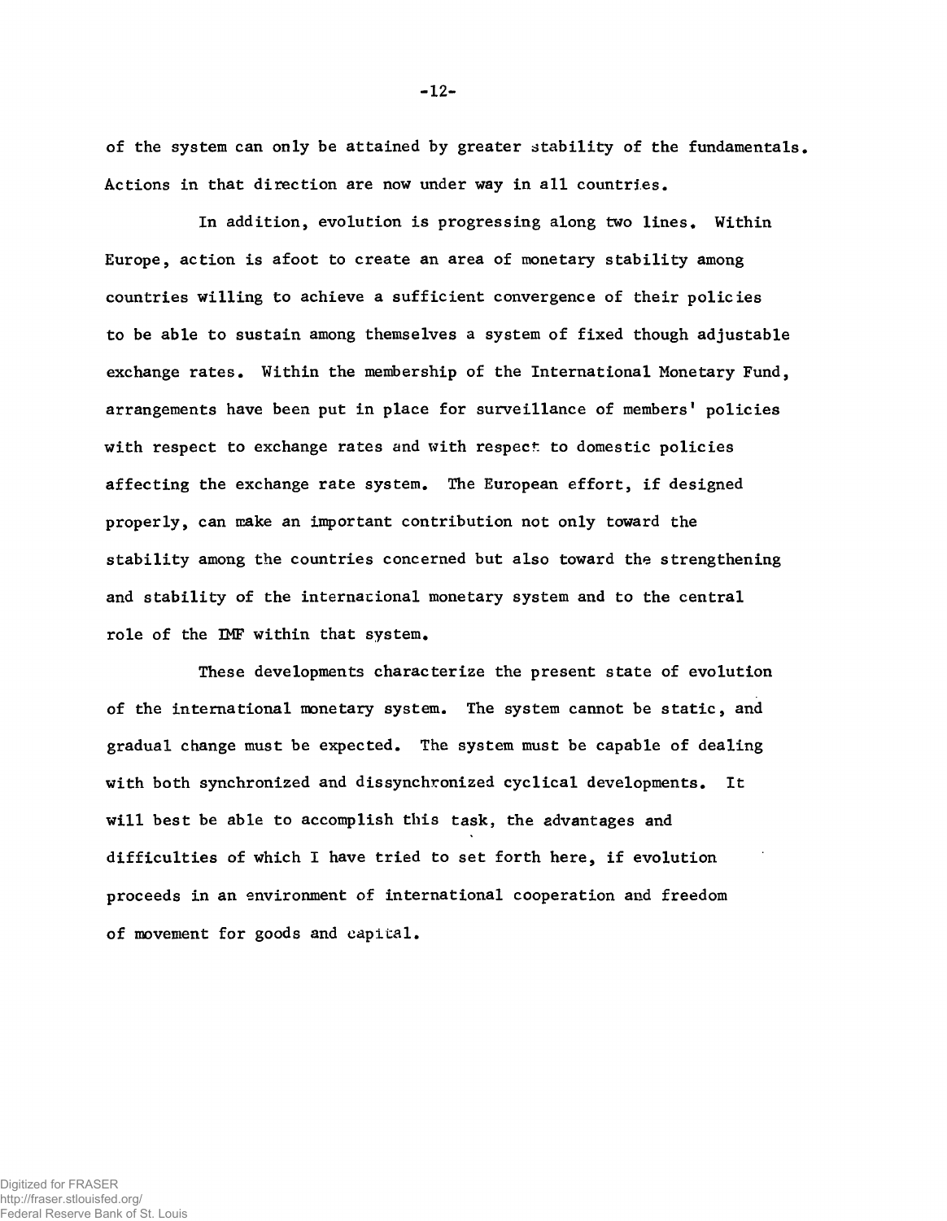of the system can only be attained by greater stability of the fundamentals. Actions in that direction are now under way in all countries.

In addition, evolution is progressing along two lines. Within Europe, action is afoot to create an area of monetary stability among countries willing to achieve a sufficient convergence of their policies to be able to sustain among themselves a system of fixed though adjustable exchange rates. Within the membership of the International Monetary Fund, arrangements have been put in place for surveillance of members' policies with respect to exchange rates and with respect to domestic policies affecting the exchange rate system. The European effort, if designed properly, can make an important contribution not only toward the stability among the countries concerned but also toward the strengthening and stability of the international monetary system and to the central role of the IMF within that system.

These developments characterize the present state of evolution of the international monetary system. The system cannot be static, and gradual change must be expected. The system must be capable of dealing with both synchronized and dissynchronized cyclical developments. It will best be able to accomplish this task, the advantages and difficulties of which I have tried to set forth here, if evolution proceeds in an environment of international cooperation and freedom of movement for goods and capital.